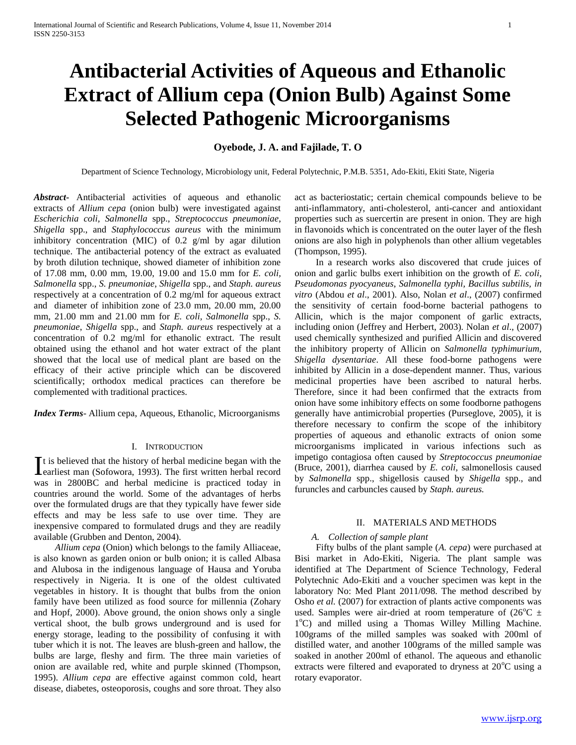# Antibacterial Activities of Aqueous and Ethanolic Extract of Allium cepa (Onion Bulb) Against Some Selected Pathogenic Microorganisms

**Oyebode, J. A. and Fajilade, T. O**

Department of Science Technology, Microbiology unit, Federal Polytechnic, P.M.B. 5351, Ado-Ekiti, Ekiti State, Nigeria

***Abstract-*** Antibacterial activities of aqueous and ethanolic extracts of *Allium cepa* (onion bulb) were investigated against *Escherichia coli, Salmonella* spp., *Streptococcus pneumoniae*, *Shigella* spp., and *Staphylococcus aureus* with the minimum inhibitory concentration (MIC) of 0.2 g/ml by agar dilution technique. The antibacterial potency of the extract as evaluated by broth dilution technique, showed diameter of inhibition zone of 17.08 mm, 0.00 mm, 19.00, 19.00 and 15.0 mm for *E. coli, Salmonella* spp., *S. pneumoniae*, *Shigella* spp., and *Staph. aureus* respectively at a concentration of 0.2 mg/ml for aqueous extract and diameter of inhibition zone of 23.0 mm, 20.00 mm, 20.00 mm, 21.00 mm and 21.00 mm for *E. coli, Salmonella* spp., *S. pneumoniae*, *Shigella* spp., and *Staph. aureus* respectively at a concentration of 0.2 mg/ml for ethanolic extract. The result obtained using the ethanol and hot water extract of the plant showed that the local use of medical plant are based on the efficacy of their active principle which can be discovered scientifically; orthodox medical practices can therefore be complemented with traditional practices.

***Index Terms-*** Allium cepa, Aqueous, Ethanolic, Microorganisms

## I. Introduction

It is believed that the history of herbal medicine began with the earliest man (Sofowora, 1993). The first written herbal record was in 2800BC and herbal medicine is practiced today in countries around the world. Some of the advantages of herbs over the formulated drugs are that they typically have fewer side effects and may be less safe to use over time. They are inexpensive compared to formulated drugs and they are readily available (Grubben and Denton, 2004).

*Allium cepa* (Onion) which belongs to the family Alliaceae, is also known as garden onion or bulb onion; it is called Albasa and Alubosa in the indigenous language of Hausa and Yoruba respectively in Nigeria. It is one of the oldest cultivated vegetables in history. It is thought that bulbs from the onion family have been utilized as food source for millennia (Zohary and Hopf, 2000). Above ground, the onion shows only a single vertical shoot, the bulb grows underground and is used for energy storage, leading to the possibility of confusing it with tuber which it is not. The leaves are blush-green and hallow, the bulbs are large, fleshy and firm. The three main varieties of onion are available red, white and purple skinned (Thompson, 1995). *Allium cepa* are effective against common cold, heart disease, diabetes, osteoporosis, coughs and sore throat. They also act as bacteriostatic; certain chemical compounds believe to be anti-inflammatory, anti-cholesterol, anti-cancer and antioxidant properties such as suercertin are present in onion. They are high in flavonoids which is concentrated on the outer layer of the flesh onions are also high in polyphenols than other allium vegetables (Thompson, 1995).

In a research works also discovered that crude juices of onion and garlic bulbs exert inhibition on the growth of *E. coli, Pseudomonas pyocyaneus*, *Salmonella typhi, Bacillus subtilis*, *in vitro* (Abdou *et al*., 2001). Also, Nolan *et al*., (2007) confirmed the sensitivity of certain food-borne bacterial pathogens to Allicin, which is the major component of garlic extracts, including onion (Jeffrey and Herbert, 2003). Nolan *et al*., (2007) used chemically synthesized and purified Allicin and discovered the inhibitory property of Allicin on *Salmonella typhimurium, Shigella dysentariae*. All these food-borne pathogens were inhibited by Allicin in a dose-dependent manner. Thus, various medicinal properties have been ascribed to natural herbs. Therefore, since it had been confirmed that the extracts from onion have some inhibitory effects on some foodborne pathogens generally have antimicrobial properties (Purseglove, 2005), it is therefore necessary to confirm the scope of the inhibitory properties of aqueous and ethanolic extracts of onion some microorganisms implicated in various infections such as impetigo contagiosa often caused by *Streptococcus pneumoniae* (Bruce, 2001), diarrhea caused by *E. coli,* salmonellosis caused by *Salmonella* spp., shigellosis caused by *Shigella* spp., and furuncles and carbuncles caused by *Staph. aureus.*

## II. Materials and Methods

### *A. Collection of sample plant*

Fifty bulbs of the plant sample (*A. cepa*) were purchased at Bisi market in Ado-Ekiti, Nigeria. The plant sample was identified at The Department of Science Technology, Federal Polytechnic Ado-Ekiti and a voucher specimen was kept in the laboratory No: Med Plant 2011/098. The method described by Osho *et al.* (2007) for extraction of plants active components was used. Samples were air-dried at room temperature of ($26^{o}C \pm 1^{o}C$) and milled using a Thomas Willey Milling Machine. 100grams of the milled samples was soaked with 200ml of distilled water, and another 100grams of the milled sample was soaked in another 200ml of ethanol. The aqueous and ethanolic extracts were filtered and evaporated to dryness at $20^{o}C$ using a rotary evaporator.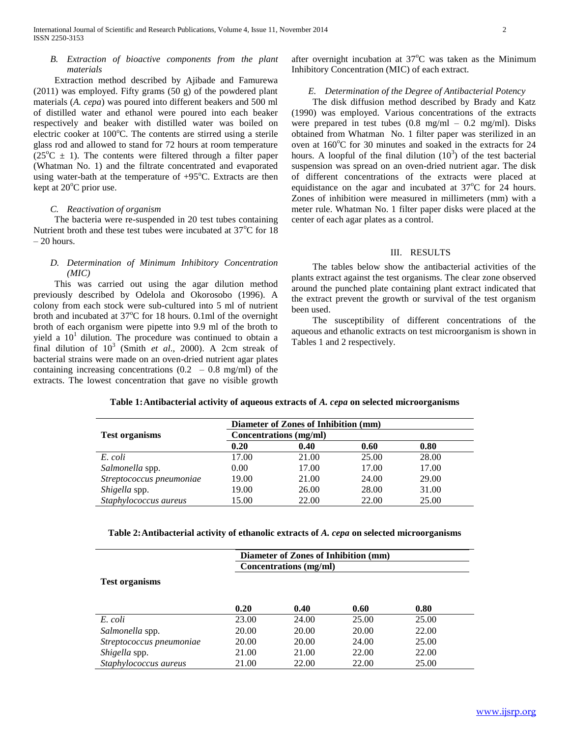### B. Extraction of bioactive components from the plant materials

Extraction method described by Ajibade and Famurewa (2011) was employed. Fifty grams (50 g) of the powdered plant materials (*A. cepa*) was poured into different beakers and 500 ml of distilled water and ethanol were poured into each beaker respectively and beaker with distilled water was boiled on electric cooker at 100°C. The contents are stirred using a sterile glass rod and allowed to stand for 72 hours at room temperature (25°C ± 1). The contents were filtered through a filter paper (Whatman No. 1) and the filtrate concentrated and evaporated using water-bath at the temperature of +95°C. Extracts are then kept at 20°C prior use.

### C. Reactivation of organism

The bacteria were re-suspended in 20 test tubes containing Nutrient broth and these test tubes were incubated at 37°C for 18 – 20 hours.

### D. Determination of Minimum Inhibitory Concentration (MIC)

This was carried out using the agar dilution method previously described by Odelola and Okorosobo (1996). A colony from each stock were sub-cultured into 5 ml of nutrient broth and incubated at 37°C for 18 hours. 0.1ml of the overnight broth of each organism were pipette into 9.9 ml of the broth to yield a $10^1$ dilution. The procedure was continued to obtain a final dilution of $10^3$ (Smith *et al*., 2000). A 2cm streak of bacterial strains were made on an oven-dried nutrient agar plates containing increasing concentrations (0.2 – 0.8 mg/ml) of the extracts. The lowest concentration that gave no visible growth after overnight incubation at 37°C was taken as the Minimum Inhibitory Concentration (MIC) of each extract.

### E. Determination of the Degree of Antibacterial Potency

The disk diffusion method described by Brady and Katz (1990) was employed. Various concentrations of the extracts were prepared in test tubes (0.8 mg/ml – 0.2 mg/ml). Disks obtained from Whatman No. 1 filter paper was sterilized in an oven at 160°C for 30 minutes and soaked in the extracts for 24 hours. A loopful of the final dilution ($10^3$) of the test bacterial suspension was spread on an oven-dried nutrient agar. The disk of different concentrations of the extracts were placed at equidistance on the agar and incubated at 37°C for 24 hours. Zones of inhibition were measured in millimeters (mm) with a meter rule. Whatman No. 1 filter paper disks were placed at the center of each agar plates as a control.

## III. RESULTS

The tables below show the antibacterial activities of the plants extract against the test organisms. The clear zone observed around the punched plate containing plant extract indicated that the extract prevent the growth or survival of the test organism been used.

The susceptibility of different concentrations of the aqueous and ethanolic extracts on test microorganism is shown in Tables 1 and 2 respectively.

**Table 1: Antibacterial activity of aqueous extracts of *A. cepa* on selected microorganisms**

| Test organisms | Diameter of Zones of Inhibition (mm) | | | |
|---|---|---|---|---|
| | Concentrations (mg/ml) | | | |
| | 0.20 | 0.40 | 0.60 | 0.80 |
| *E. coli* | 17.00 | 21.00 | 25.00 | 28.00 |
| *Salmonella* spp. | 0.00 | 17.00 | 17.00 | 17.00 |
| *Streptococcus pneumoniae* | 19.00 | 21.00 | 24.00 | 29.00 |
| *Shigella* spp. | 19.00 | 26.00 | 28.00 | 31.00 |
| *Staphylococcus aureus* | 15.00 | 22.00 | 22.00 | 25.00 |

**Table 2: Antibacterial activity of ethanolic extracts of *A. cepa* on selected microorganisms**

| Test organisms | Diameter of Zones of Inhibition (mm) | | | |
|---|---|---|---|---|
| | Concentrations (mg/ml) | | | |
| | 0.20 | 0.40 | 0.60 | 0.80 |
| *E. coli* | 23.00 | 24.00 | 25.00 | 25.00 |
| *Salmonella* spp. | 20.00 | 20.00 | 20.00 | 22.00 |
| *Streptococcus pneumoniae* | 20.00 | 20.00 | 24.00 | 25.00 |
| *Shigella* spp. | 21.00 | 21.00 | 22.00 | 22.00 |
| *Staphylococcus aureus* | 21.00 | 22.00 | 22.00 | 25.00 |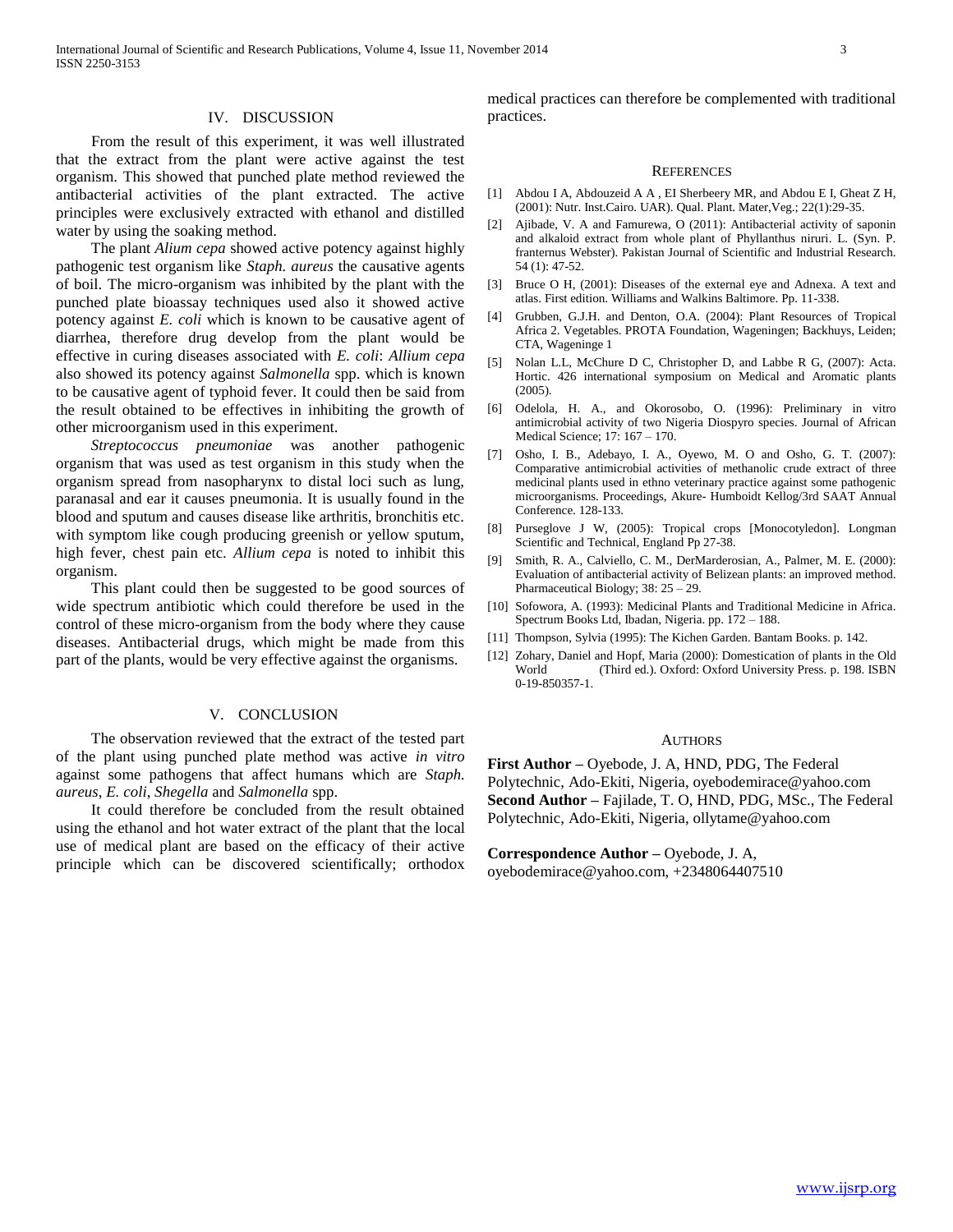## IV. DISCUSSION

From the result of this experiment, it was well illustrated that the extract from the plant were active against the test organism. This showed that punched plate method reviewed the antibacterial activities of the plant extracted. The active principles were exclusively extracted with ethanol and distilled water by using the soaking method.

The plant *Alium cepa* showed active potency against highly pathogenic test organism like *Staph. aureus* the causative agents of boil. The micro-organism was inhibited by the plant with the punched plate bioassay techniques used also it showed active potency against *E. coli* which is known to be causative agent of diarrhea, therefore drug develop from the plant would be effective in curing diseases associated with *E. coli*: *Allium cepa* also showed its potency against *Salmonella* spp. which is known to be causative agent of typhoid fever. It could then be said from the result obtained to be effectives in inhibiting the growth of other microorganism used in this experiment.

*Streptococcus pneumoniae* was another pathogenic organism that was used as test organism in this study when the organism spread from nasopharynx to distal loci such as lung, paranasal and ear it causes pneumonia. It is usually found in the blood and sputum and causes disease like arthritis, bronchitis etc. with symptom like cough producing greenish or yellow sputum, high fever, chest pain etc. *Allium cepa* is noted to inhibit this organism.

This plant could then be suggested to be good sources of wide spectrum antibiotic which could therefore be used in the control of these micro-organism from the body where they cause diseases. Antibacterial drugs, which might be made from this part of the plants, would be very effective against the organisms.

## V. CONCLUSION

The observation reviewed that the extract of the tested part of the plant using punched plate method was active *in vitro* against some pathogens that affect humans which are *Staph. aureus*, *E. coli*, *Shegella* and *Salmonella* spp.

It could therefore be concluded from the result obtained using the ethanol and hot water extract of the plant that the local use of medical plant are based on the efficacy of their active principle which can be discovered scientifically; orthodox medical practices can therefore be complemented with traditional practices.

## REFERENCES

[1] Abdou I A, Abdouzeid A A , EI Sherbeery MR, and Abdou E I, Gheat Z H, (2001): Nutr. Inst.Cairo. UAR). Qual. Plant. Mater,Veg.; 22(1):29-35.

[2] Ajibade, V. A and Famurewa, O (2011): Antibacterial activity of saponin and alkaloid extract from whole plant of Phyllanthus niruri. L. (Syn. P. franternus Webster). Pakistan Journal of Scientific and Industrial Research. 54 (1): 47-52.

[3] Bruce O H, (2001): Diseases of the external eye and Adnexa. A text and atlas. First edition. Williams and Walkins Baltimore. Pp. 11-338.

[4] Grubben, G.J.H. and Denton, O.A. (2004): Plant Resources of Tropical Africa 2. Vegetables. PROTA Foundation, Wageningen; Backhuys, Leiden; CTA, Wageninge 1

[5] Nolan L.L, McChure D C, Christopher D, and Labbe R G, (2007): Acta. Hortic. 426 international symposium on Medical and Aromatic plants (2005).

[6] Odelola, H. A., and Okorosobo, O. (1996): Preliminary in vitro antimicrobial activity of two Nigeria Diospyro species. Journal of African Medical Science; 17: 167 – 170.

[7] Osho, I. B., Adebayo, I. A., Oyewo, M. O and Osho, G. T. (2007): Comparative antimicrobial activities of methanolic crude extract of three medicinal plants used in ethno veterinary practice against some pathogenic microorganisms. Proceedings, Akure- Humboidt Kellog/3rd SAAT Annual Conference. 128-133.

[8] Purseglove J W, (2005): Tropical crops [Monocotyledon]. Longman Scientific and Technical, England Pp 27-38.

[9] Smith, R. A., Calviello, C. M., DerMarderosian, A., Palmer, M. E. (2000): Evaluation of antibacterial activity of Belizean plants: an improved method. Pharmaceutical Biology; 38: 25 – 29.

[10] Sofowora, A. (1993): Medicinal Plants and Traditional Medicine in Africa. Spectrum Books Ltd, Ibadan, Nigeria. pp. 172 – 188.

[11] Thompson, Sylvia (1995): The Kichen Garden. Bantam Books. p. 142.

[12] Zohary, Daniel and Hopf, Maria (2000): Domestication of plants in the Old World (Third ed.). Oxford: Oxford University Press. p. 198. ISBN 0-19-850357-1.

## AUTHORS

**First Author –** Oyebode, J. A, HND, PDG, The Federal Polytechnic, Ado-Ekiti, Nigeria, oyebodemirace@yahoo.com

**Second Author –** Fajilade, T. O, HND, PDG, MSc., The Federal Polytechnic, Ado-Ekiti, Nigeria, ollytame@yahoo.com

**Correspondence Author –** Oyebode, J. A, oyebodemirace@yahoo.com, +2348064407510